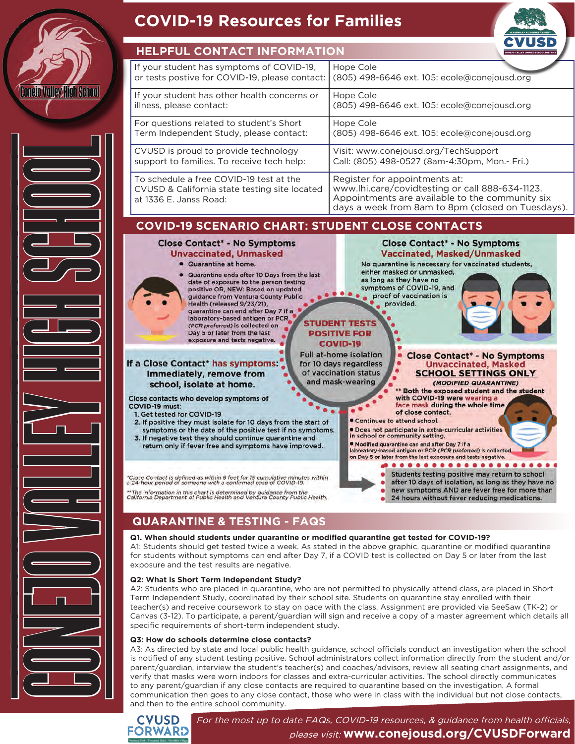# COVID-19 Resources for Families

Conejo Valley High School

CVUSD

## HELPFUL CONTACT INFORMATION

| | |
|---|---|
| If your student has symptoms of COVID-19, or tests postive for COVID-19, please contact: | Hope Cole (805) 498-6646 ext. 105: ecole@conejousd.org |
| If your student has other health concerns or illness, please contact: | Hope Cole (805) 498-6646 ext. 105: ecole@conejousd.org |
| For questions related to student's Short Term Independent Study, please contact: | Hope Cole (805) 498-6646 ext. 105: ecole@conejousd.org |
| CVUSD is proud to provide technology support to families. To receive tech help: | Visit: www.conejousd.org/TechSupport Call: (805) 498-0527 (8am-4:30pm, Mon.- Fri.) |
| To schedule a free COVID-19 test at the CVUSD & California state testing site located at 1336 E. Janss Road: | Register for appointments at: www.lhi.care/covidtesting or call 888-634-1123. Appointments are available to the community six days a week from 8am to 8pm (closed on Tuesdays). |

## COVID-19 SCENARIO CHART: STUDENT CLOSE CONTACTS

### Close Contact* - No Symptoms
**Unvaccinated, Unmasked**

- Quarantine at home.
- Quarantine ends after 10 Days from the last date of exposure to the person testing positive OR, NEW: Based on updated guidance from Ventura County Public Health (released 9/23/21), quarantine can end after Day 7 if a laboratory-based antigen or PCR (*PCR preferred*) is collected on Day 5 or later from the last exposure and tests negative.

### Close Contact* - No Symptoms
**Vaccinated, Masked/Unmasked**

No quarantine is necessary for vaccinated students, either masked or unmasked, as long as they have no symptoms of COVID-19, and proof of vaccination is provided.

### STUDENT TESTS POSITIVE FOR COVID-19

Full at-home isolation for 10 days regardless of vaccination status and mask-wearing

### If a Close Contact* has symptoms: Immediately, remove from school, isolate at home.

Close contacts who develop symptoms of COVID-19 must:

1. Get tested for COVID-19
2. If positive they must isolate for 10 days from the start of symptoms or the date of the positive test if no symptoms.
3. If negative test they should continue quarantine and return only if fever free and symptoms have improved.

### Close Contact* - No Symptoms
**Unvaccinated, Masked**
**SCHOOL SETTINGS ONLY**
*(MODIFIED QUARANTINE)*

** Both the exposed student and the student with COVID-19 were wearing a face mask during the whole time of close contact.

- Continues to attend school.
- Does not participate in extra-curricular activities in school or community setting.
- Modified quarantine can end after Day 7 if a laboratory-based antigen or PCR (*PCR preferred*) is collected on Day 5 or later from the last exposure and tests negative.

- Students testing positive may return to school after 10 days of isolation, as long as they have no new symptoms AND are fever free for more than 24 hours without fever reducing medications.

*\*Close Contact is defined as within 6 feet for 15 cumulative minutes within a 24-hour period of someone with a confirmed case of COVID-19.*

*\*\*The information in this chart is determined by guidance from the California Department of Public Health and Ventura County Public Health.*

## QUARANTINE & TESTING - FAQS

**Q1. When should students under quarantine or modified quarantine get tested for COVID-19?**
A1: Students should get tested twice a week. As stated in the above graphic. quarantine or modified quarantine for students without symptoms can end after Day 7, if a COVID test is collected on Day 5 or later from the last exposure and the test results are negative.

**Q2: What is Short Term Independent Study?**
A2: Students who are placed in quarantine, who are not permitted to physically attend class, are placed in Short Term Independent Study, coordinated by their school site. Students on quarantine stay enrolled with their teacher(s) and receive coursework to stay on pace with the class. Assignment are provided via SeeSaw (TK-2) or Canvas (3-12). To participate, a parent/guardian will sign and receive a copy of a master agreement which details all specific requirements of short-term independent study.

**Q3: How do schools determine close contacts?**
A3: As directed by state and local public health guidance, school officials conduct an investigation when the school is notified of any student testing positive. School administrators collect information directly from the student and/or parent/guardian, interview the student's teacher(s) and coaches/advisors, review all seating chart assignments, and verify that masks were worn indoors for classes and extra-curricular activities. The school directly communicates to any parent/guardian if any close contacts are required to quarantine based on the investigation. A formal communication then goes to any close contact, those who were in class with the individual but not close contacts, and then to the entire school community.

CVUSD FORWARD

*For the most up to date FAQs, COVID-19 resources, & guidance from health officials, please visit:* **www.conejousd.org/CVUSDForward**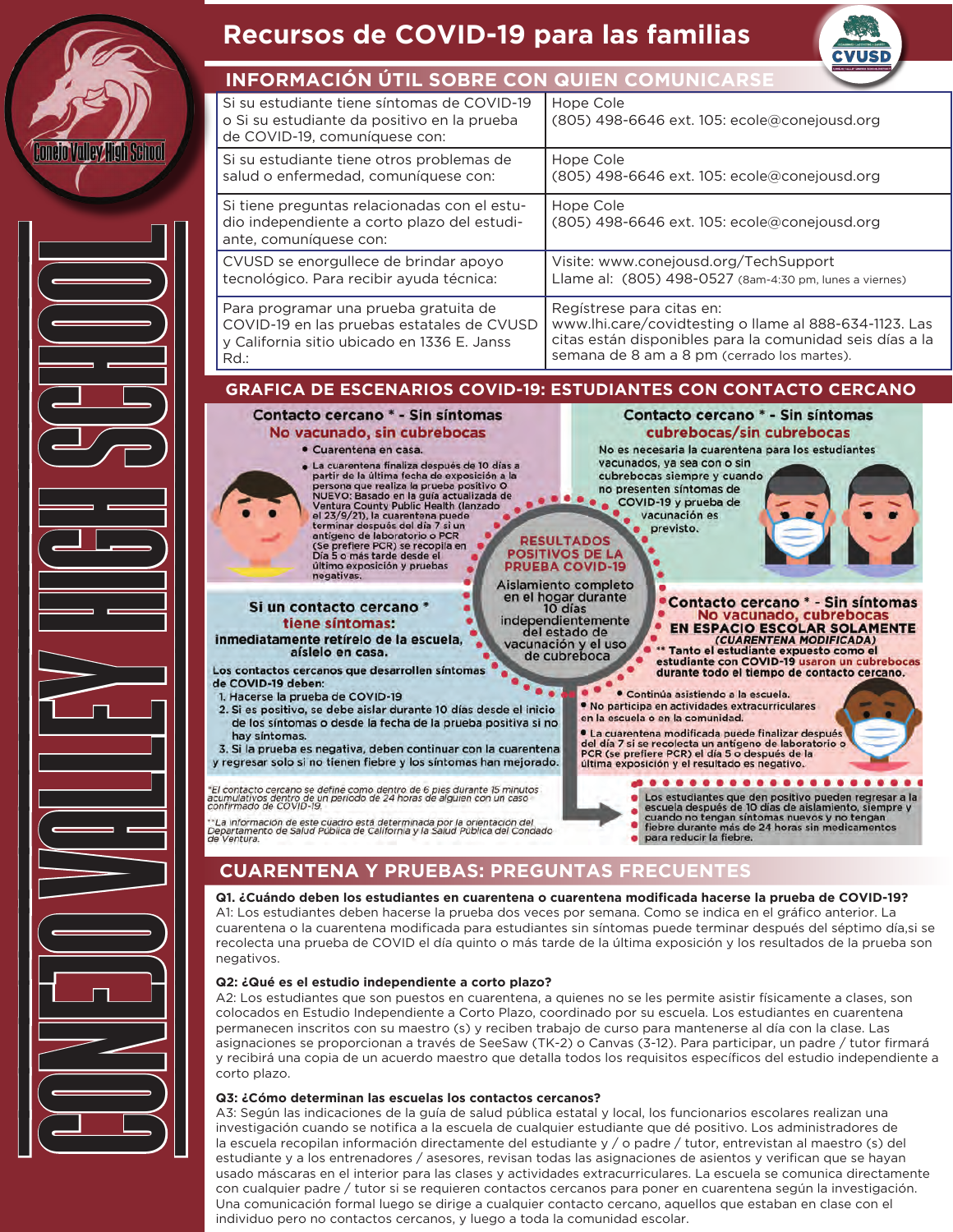# Recursos de COVID-19 para las familias

CVUSD

Conejo Valley High School

CONEJO VALLEY HIGH SCHOOL

## INFORMACIÓN ÚTIL SOBRE CON QUIEN COMUNICARSE

| | |
|---|---|
| Si su estudiante tiene síntomas de COVID-19 o Si su estudiante da positivo en la prueba de COVID-19, comuníquese con: | Hope Cole (805) 498-6646 ext. 105: ecole@conejousd.org |
| Si su estudiante tiene otros problemas de salud o enfermedad, comuníquese con: | Hope Cole (805) 498-6646 ext. 105: ecole@conejousd.org |
| Si tiene preguntas relacionadas con el estudio independiente a corto plazo del estudiante, comuníquese con: | Hope Cole (805) 498-6646 ext. 105: ecole@conejousd.org |
| CVUSD se enorgullece de brindar apoyo tecnológico. Para recibir ayuda técnica: | Visite: www.conejousd.org/TechSupport Llame al: (805) 498-0527 (8am-4:30 pm, lunes a viernes) |
| Para programar una prueba gratuita de COVID-19 en las pruebas estatales de CVUSD y California sitio ubicado en 1336 E. Janss Rd.: | Regístrese para citas en: www.lhi.care/covidtesting o llame al 888-634-1123. Las citas están disponibles para la comunidad seis días a la semana de 8 am a 8 pm (cerrado los martes). |

## GRAFICA DE ESCENARIOS COVID-19: ESTUDIANTES CON CONTACTO CERCANO

**Contacto cercano * - Sin síntomas**
**No vacunado, sin cubrebocas**

- Cuarentena en casa.
- La cuarentena finaliza después de 10 días a partir de la última fecha de exposición a la persona que realiza la prueba positivo O NUEVO: Basado en la guía actualizada de Ventura County Public Health (lanzado el 23/9/21), la cuarentena puede terminar después del día 7 si un antígeno de laboratorio o PCR (Se prefiere PCR) se recopila en Día 5 o más tarde desde el último exposición y pruebas negativas.

**Contacto cercano * - Sin síntomas**
**cubrebocas/sin cubrebocas**

No es necesaria la cuarentena para los estudiantes vacunados, ya sea con o sin cubrebocas siempre y cuando no presenten síntomas de COVID-19 y prueba de vacunación es previsto.

**RESULTADOS POSITIVOS DE LA PRUEBA COVID-19**

Aislamiento completo en el hogar durante 10 días independientemente del estado de vacunación y el uso de cubreboca

**Si un contacto cercano * tiene síntomas:**
**inmediatamente retírelo de la escuela, aíslelo en casa.**

Los contactos cercanos que desarrollen síntomas de COVID-19 deben:

1. Hacerse la prueba de COVID-19
2. Si es positivo, se debe aislar durante 10 días desde el inicio de los síntomas o desde la fecha de la prueba positiva si no hay síntomas.
3. Si la prueba es negativa, deben continuar con la cuarentena y regresar solo si no tienen fiebre y los síntomas han mejorado.

**Contacto cercano * - Sin síntomas**
**No vacunado, cubrebocas**
**EN ESPACIO ESCOLAR SOLAMENTE**
***(CUARENTENA MODIFICADA)***
**** Tanto el estudiante expuesto como el estudiante con COVID-19 usaron un cubrebocas durante todo el tiempo de contacto cercano.**

- Continúa asistiendo a la escuela.
- No participa en actividades extracurriculares en la escuela o en la comunidad.
- La cuarentena modificada puede finalizar después del día 7 si se recolecta un antígeno de laboratorio o PCR (se prefiere PCR) el día 5 o después de la última exposición y el resultado es negativo.

Los estudiantes que den positivo pueden regresar a la escuela después de 10 días de aislamiento, siempre y cuando no tengan síntomas nuevos y no tengan fiebre durante más de 24 horas sin medicamentos para reducir la fiebre.

*El contacto cercano se define como dentro de 6 pies durante 15 minutos acumulativos dentro de un período de 24 horas de alguien con un caso confirmado de COVID-19.

**La información de este cuadro está determinada por la orientación del Departamento de Salud Pública de California y la Salud Pública del Condado de Ventura.

## CUARENTENA Y PRUEBAS: PREGUNTAS FRECUENTES

**Q1. ¿Cuándo deben los estudiantes en cuarentena o cuarentena modificada hacerse la prueba de COVID-19?**
A1: Los estudiantes deben hacerse la prueba dos veces por semana. Como se indica en el gráfico anterior. La cuarentena o la cuarentena modificada para estudiantes sin síntomas puede terminar después del séptimo día,si se recolecta una prueba de COVID el día quinto o más tarde de la última exposición y los resultados de la prueba son negativos.

**Q2: ¿Qué es el estudio independiente a corto plazo?**
A2: Los estudiantes que son puestos en cuarentena, a quienes no se les permite asistir físicamente a clases, son colocados en Estudio Independiente a Corto Plazo, coordinado por su escuela. Los estudiantes en cuarentena permanecen inscritos con su maestro (s) y reciben trabajo de curso para mantenerse al día con la clase. Las asignaciones se proporcionan a través de SeeSaw (TK-2) o Canvas (3-12). Para participar, un padre / tutor firmará y recibirá una copia de un acuerdo maestro que detalla todos los requisitos específicos del estudio independiente a corto plazo.

**Q3: ¿Cómo determinan las escuelas los contactos cercanos?**
A3: Según las indicaciones de la guía de salud pública estatal y local, los funcionarios escolares realizan una investigación cuando se notifica a la escuela de cualquier estudiante que dé positivo. Los administradores de la escuela recopilan información directamente del estudiante y / o padre / tutor, entrevistan al maestro (s) del estudiante y a los entrenadores / asesores, revisan todas las asignaciones de asientos y verifican que se hayan usado máscaras en el interior para las clases y actividades extracurriculares. La escuela se comunica directamente con cualquier padre / tutor si se requieren contactos cercanos para poner en cuarentena según la investigación. Una comunicación formal luego se dirige a cualquier contacto cercano, aquellos que estaban en clase con el individuo pero no contactos cercanos, y luego a toda la comunidad escolar.